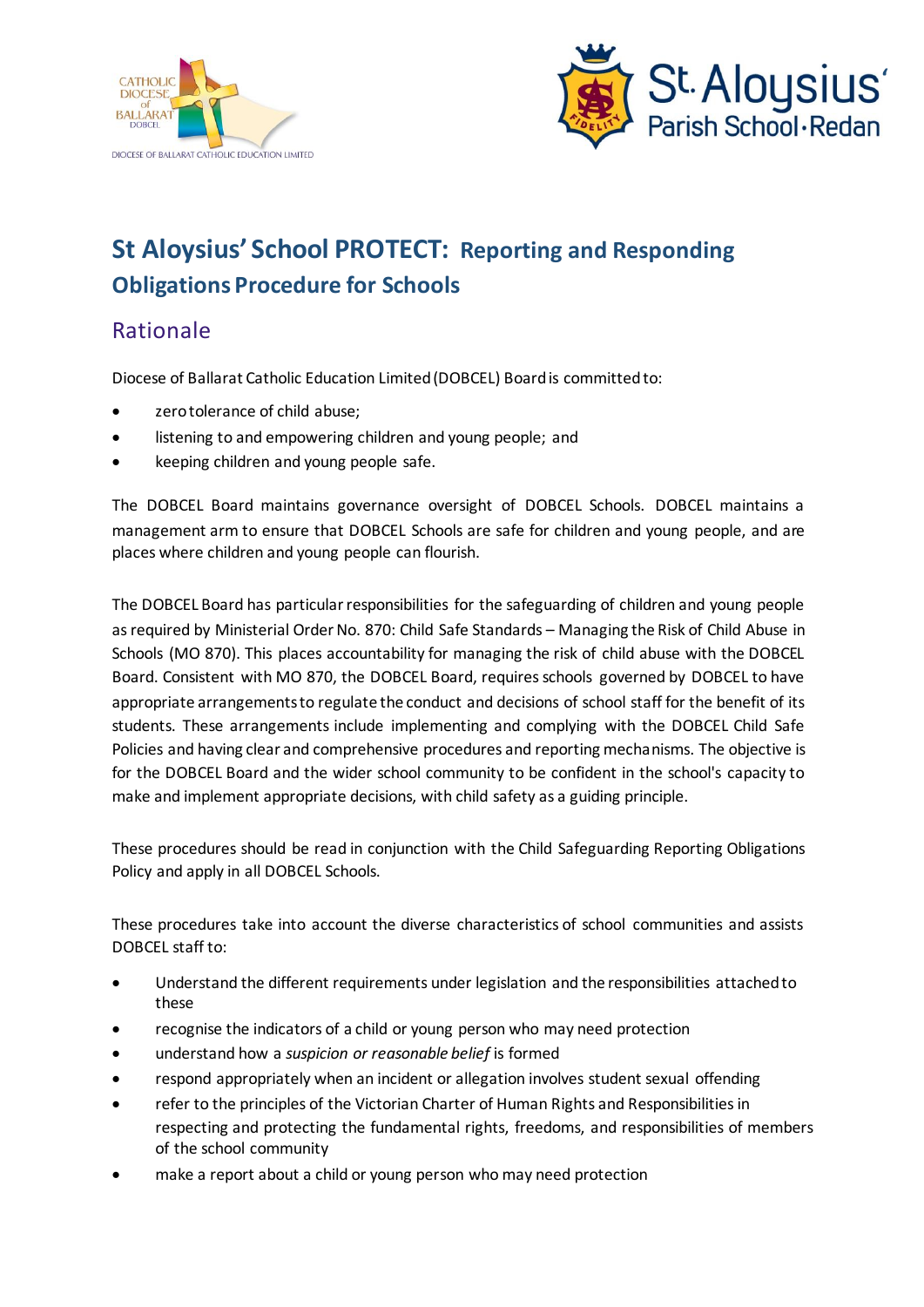# St Aloysius' School PROTECT: Reporting and Responding Obligations Procedure for Schools

## Rationale

Diocese of Ballarat Catholic Education Limited (DOBCEL) Board is committed to:

- zero tolerance of child abuse;
- listening to and empowering children and young people; and
- keeping children and young people safe.

The DOBCEL Board maintains governance oversight of DOBCEL Schools. DOBCEL maintains a management arm to ensure that DOBCEL Schools are safe for children and young people, and are places where children and young people can flourish.

The DOBCEL Board has particular responsibilities for the safeguarding of children and young people as required by Ministerial Order No. 870: Child Safe Standards – Managing the Risk of Child Abuse in Schools (MO 870). This places accountability for managing the risk of child abuse with the DOBCEL Board. Consistent with MO 870, the DOBCEL Board, requires schools governed by DOBCEL to have appropriate arrangements to regulate the conduct and decisions of school staff for the benefit of its students. These arrangements include implementing and complying with the DOBCEL Child Safe Policies and having clear and comprehensive procedures and reporting mechanisms. The objective is for the DOBCEL Board and the wider school community to be confident in the school's capacity to make and implement appropriate decisions, with child safety as a guiding principle.

These procedures should be read in conjunction with the Child Safeguarding Reporting Obligations Policy and apply in all DOBCEL Schools.

These procedures take into account the diverse characteristics of school communities and assists DOBCEL staff to:

- Understand the different requirements under legislation and the responsibilities attached to these
- recognise the indicators of a child or young person who may need protection
- understand how a *suspicion or reasonable belief* is formed
- respond appropriately when an incident or allegation involves student sexual offending
- refer to the principles of the Victorian Charter of Human Rights and Responsibilities in respecting and protecting the fundamental rights, freedoms, and responsibilities of members of the school community
- make a report about a child or young person who may need protection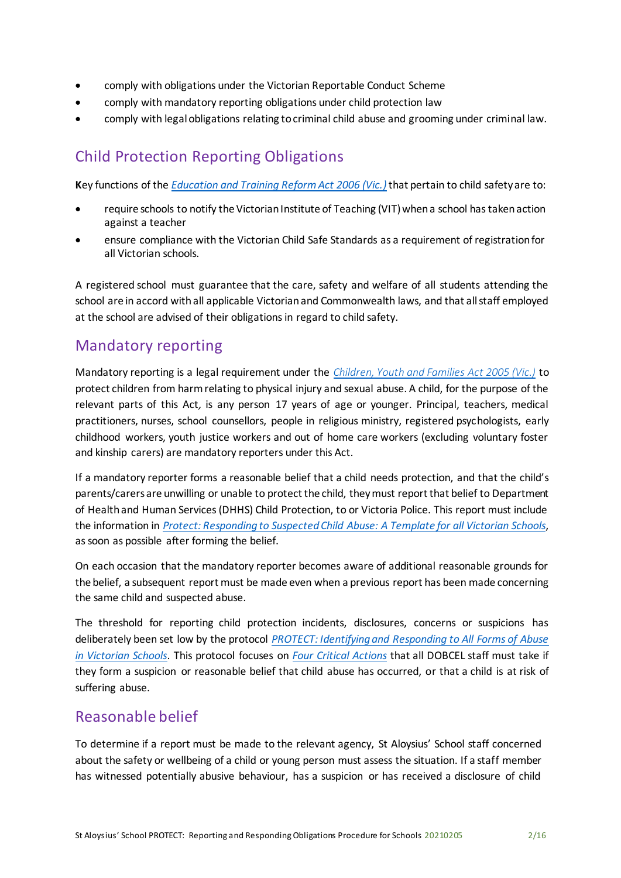- comply with obligations under the Victorian Reportable Conduct Scheme
- comply with mandatory reporting obligations under child protection law
- comply with legal obligations relating to criminal child abuse and grooming under criminal law.

## Child Protection Reporting Obligations

**K**ey functions of the *Education and Training Reform Act 2006 (Vic.)* that pertain to child safety are to:

- require schools to notify the Victorian Institute of Teaching (VIT) when a school has taken action against a teacher
- ensure compliance with the Victorian Child Safe Standards as a requirement of registration for all Victorian schools.

A registered school must guarantee that the care, safety and welfare of all students attending the school are in accord with all applicable Victorian and Commonwealth laws, and that all staff employed at the school are advised of their obligations in regard to child safety.

## Mandatory reporting

Mandatory reporting is a legal requirement under the *Children, Youth and Families Act 2005 (Vic.)* to protect children from harm relating to physical injury and sexual abuse. A child, for the purpose of the relevant parts of this Act, is any person 17 years of age or younger. Principal, teachers, medical practitioners, nurses, school counsellors, people in religious ministry, registered psychologists, early childhood workers, youth justice workers and out of home care workers (excluding voluntary foster and kinship carers) are mandatory reporters under this Act.

If a mandatory reporter forms a reasonable belief that a child needs protection, and that the child's parents/carers are unwilling or unable to protect the child, they must report that belief to Department of Health and Human Services (DHHS) Child Protection, to or Victoria Police. This report must include the information in *Protect: Responding to Suspected Child Abuse: A Template for all Victorian Schools*, as soon as possible after forming the belief.

On each occasion that the mandatory reporter becomes aware of additional reasonable grounds for the belief, a subsequent report must be made even when a previous report has been made concerning the same child and suspected abuse.

The threshold for reporting child protection incidents, disclosures, concerns or suspicions has deliberately been set low by the protocol *PROTECT: Identifying and Responding to All Forms of Abuse in Victorian Schools*. This protocol focuses on *Four Critical Actions* that all DOBCEL staff must take if they form a suspicion or reasonable belief that child abuse has occurred, or that a child is at risk of suffering abuse.

## Reasonable belief

To determine if a report must be made to the relevant agency, St Aloysius' School staff concerned about the safety or wellbeing of a child or young person must assess the situation. If a staff member has witnessed potentially abusive behaviour, has a suspicion or has received a disclosure of child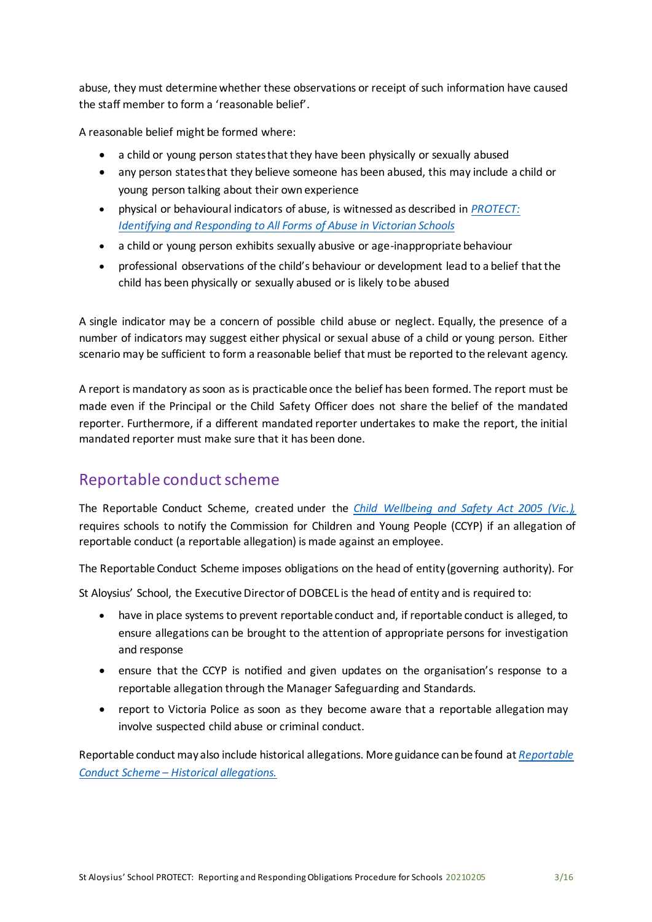abuse, they must determine whether these observations or receipt of such information have caused the staff member to form a 'reasonable belief'.

A reasonable belief might be formed where:

- a child or young person states that they have been physically or sexually abused
- any person states that they believe someone has been abused, this may include a child or young person talking about their own experience
- physical or behavioural indicators of abuse, is witnessed as described in *PROTECT: Identifying and Responding to All Forms of Abuse in Victorian Schools*
- a child or young person exhibits sexually abusive or age-inappropriate behaviour
- professional observations of the child's behaviour or development lead to a belief that the child has been physically or sexually abused or is likely to be abused

A single indicator may be a concern of possible child abuse or neglect. Equally, the presence of a number of indicators may suggest either physical or sexual abuse of a child or young person. Either scenario may be sufficient to form a reasonable belief that must be reported to the relevant agency.

A report is mandatory as soon as is practicable once the belief has been formed. The report must be made even if the Principal or the Child Safety Officer does not share the belief of the mandated reporter. Furthermore, if a different mandated reporter undertakes to make the report, the initial mandated reporter must make sure that it has been done.

## Reportable conduct scheme

The Reportable Conduct Scheme, created under the *Child Wellbeing and Safety Act 2005 (Vic.),* requires schools to notify the Commission for Children and Young People (CCYP) if an allegation of reportable conduct (a reportable allegation) is made against an employee.

The Reportable Conduct Scheme imposes obligations on the head of entity (governing authority). For St Aloysius' School, the Executive Director of DOBCEL is the head of entity and is required to:

- have in place systems to prevent reportable conduct and, if reportable conduct is alleged, to ensure allegations can be brought to the attention of appropriate persons for investigation and response
- ensure that the CCYP is notified and given updates on the organisation's response to a reportable allegation through the Manager Safeguarding and Standards.
- report to Victoria Police as soon as they become aware that a reportable allegation may involve suspected child abuse or criminal conduct.

Reportable conduct may also include historical allegations. More guidance can be found at *Reportable Conduct Scheme – Historical allegations.*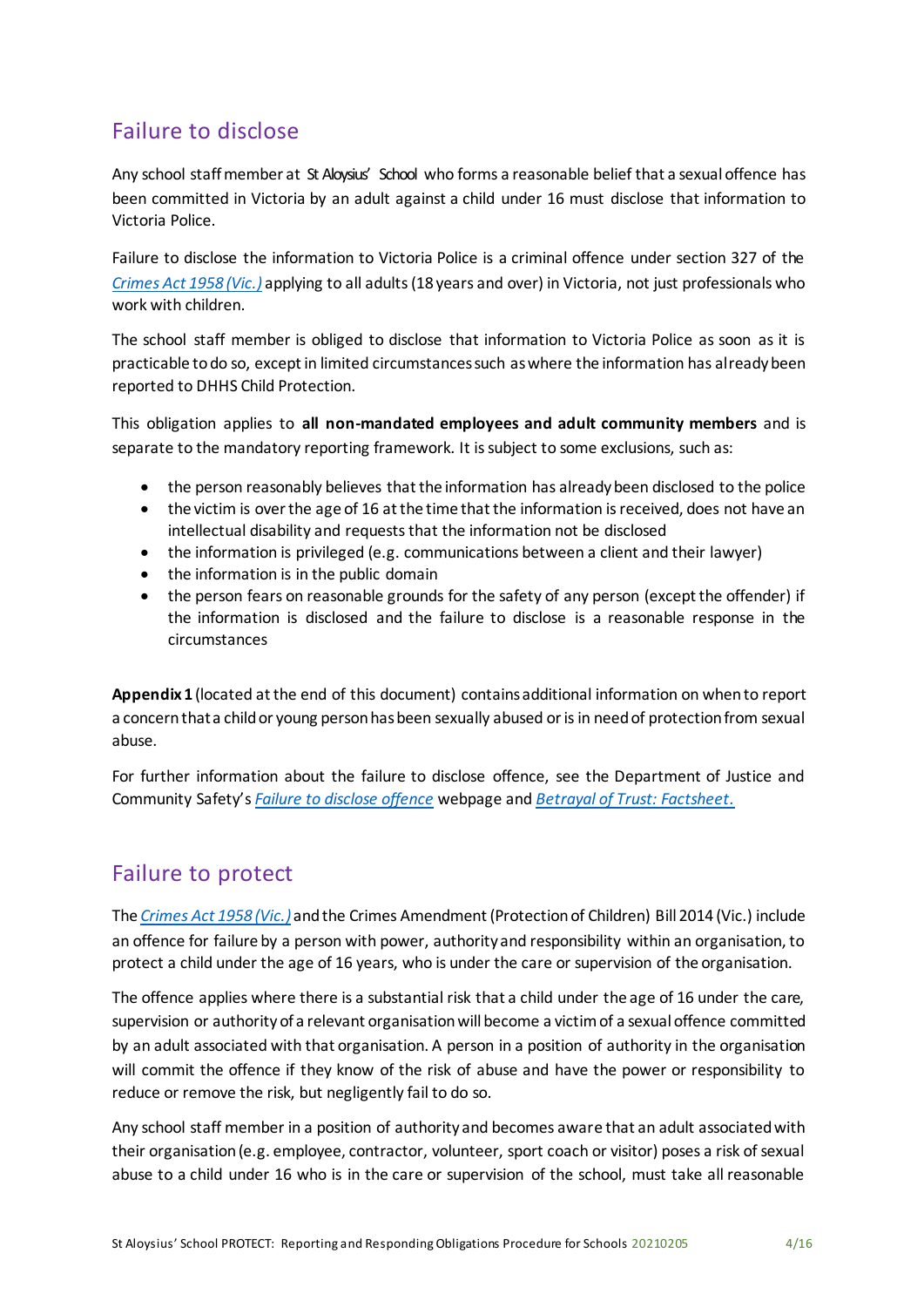## Failure to disclose

Any school staff member at St Aloysius' School who forms a reasonable belief that a sexual offence has been committed in Victoria by an adult against a child under 16 must disclose that information to Victoria Police.

Failure to disclose the information to Victoria Police is a criminal offence under section 327 of the *Crimes Act 1958 (Vic.)* applying to all adults (18 years and over) in Victoria, not just professionals who work with children.

The school staff member is obliged to disclose that information to Victoria Police as soon as it is practicable to do so, except in limited circumstances such as where the information has already been reported to DHHS Child Protection.

This obligation applies to **all non-mandated employees and adult community members** and is separate to the mandatory reporting framework. It is subject to some exclusions, such as:

- the person reasonably believes that the information has already been disclosed to the police
- the victim is over the age of 16 at the time that the information is received, does not have an intellectual disability and requests that the information not be disclosed
- the information is privileged (e.g. communications between a client and their lawyer)
- the information is in the public domain
- the person fears on reasonable grounds for the safety of any person (except the offender) if the information is disclosed and the failure to disclose is a reasonable response in the circumstances

**Appendix 1** (located at the end of this document) contains additional information on when to report a concern that a child or young person has been sexually abused or is in need of protection from sexual abuse.

For further information about the failure to disclose offence, see the Department of Justice and Community Safety's *Failure to disclose offence* webpage and *Betrayal of Trust: Factsheet*.

## Failure to protect

The *Crimes Act 1958 (Vic.)* and the Crimes Amendment (Protection of Children) Bill 2014 (Vic.) include an offence for failure by a person with power, authority and responsibility within an organisation, to protect a child under the age of 16 years, who is under the care or supervision of the organisation.

The offence applies where there is a substantial risk that a child under the age of 16 under the care, supervision or authority of a relevant organisation will become a victim of a sexual offence committed by an adult associated with that organisation. A person in a position of authority in the organisation will commit the offence if they know of the risk of abuse and have the power or responsibility to reduce or remove the risk, but negligently fail to do so.

Any school staff member in a position of authority and becomes aware that an adult associated with their organisation (e.g. employee, contractor, volunteer, sport coach or visitor) poses a risk of sexual abuse to a child under 16 who is in the care or supervision of the school, must take all reasonable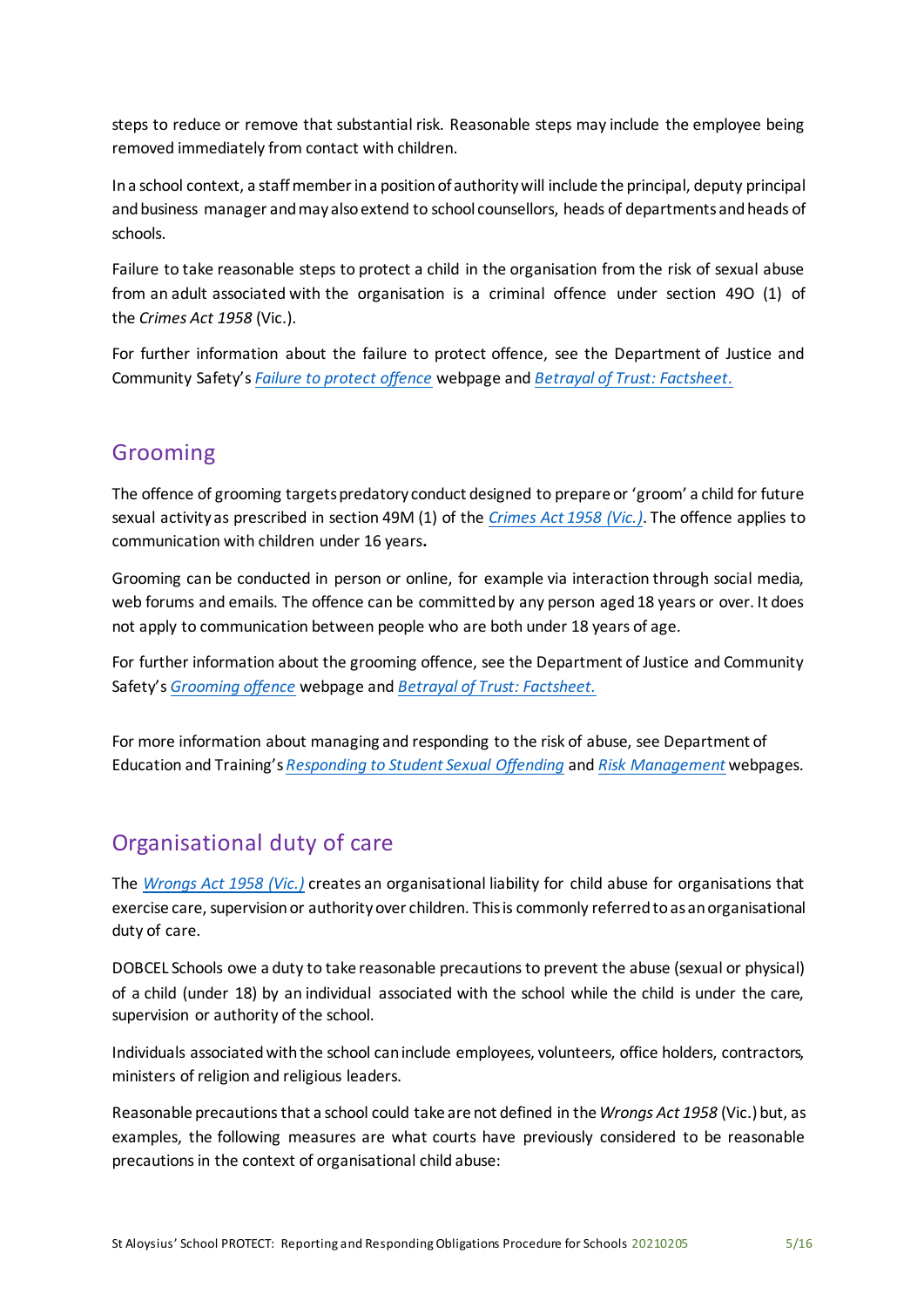steps to reduce or remove that substantial risk. Reasonable steps may include the employee being removed immediately from contact with children.

In a school context, a staff member in a position of authority will include the principal, deputy principal and business manager and may also extend to school counsellors, heads of departments and heads of schools.

Failure to take reasonable steps to protect a child in the organisation from the risk of sexual abuse from an adult associated with the organisation is a criminal offence under section 49O (1) of the *Crimes Act 1958* (Vic.).

For further information about the failure to protect offence, see the Department of Justice and Community Safety's *Failure to protect offence* webpage and *Betrayal of Trust: Factsheet.*

## Grooming

The offence of grooming targets predatory conduct designed to prepare or 'groom' a child for future sexual activity as prescribed in section 49M (1) of the *Crimes Act 1958 (Vic.)*. The offence applies to communication with children under 16 years**.**

Grooming can be conducted in person or online, for example via interaction through social media, web forums and emails. The offence can be committed by any person aged 18 years or over. It does not apply to communication between people who are both under 18 years of age.

For further information about the grooming offence, see the Department of Justice and Community Safety's *Grooming offence* webpage and *Betrayal of Trust: Factsheet.*

For more information about managing and responding to the risk of abuse, see Department of Education and Training's *Responding to Student Sexual Offending* and *Risk Management* webpages.

## Organisational duty of care

The *Wrongs Act 1958 (Vic.)* creates an organisational liability for child abuse for organisations that exercise care, supervision or authority over children. This is commonly referred to as an organisational duty of care.

DOBCEL Schools owe a duty to take reasonable precautions to prevent the abuse (sexual or physical) of a child (under 18) by an individual associated with the school while the child is under the care, supervision or authority of the school.

Individuals associated with the school can include employees, volunteers, office holders, contractors, ministers of religion and religious leaders.

Reasonable precautions that a school could take are not defined in the *Wrongs Act 1958* (Vic.) but, as examples, the following measures are what courts have previously considered to be reasonable precautions in the context of organisational child abuse: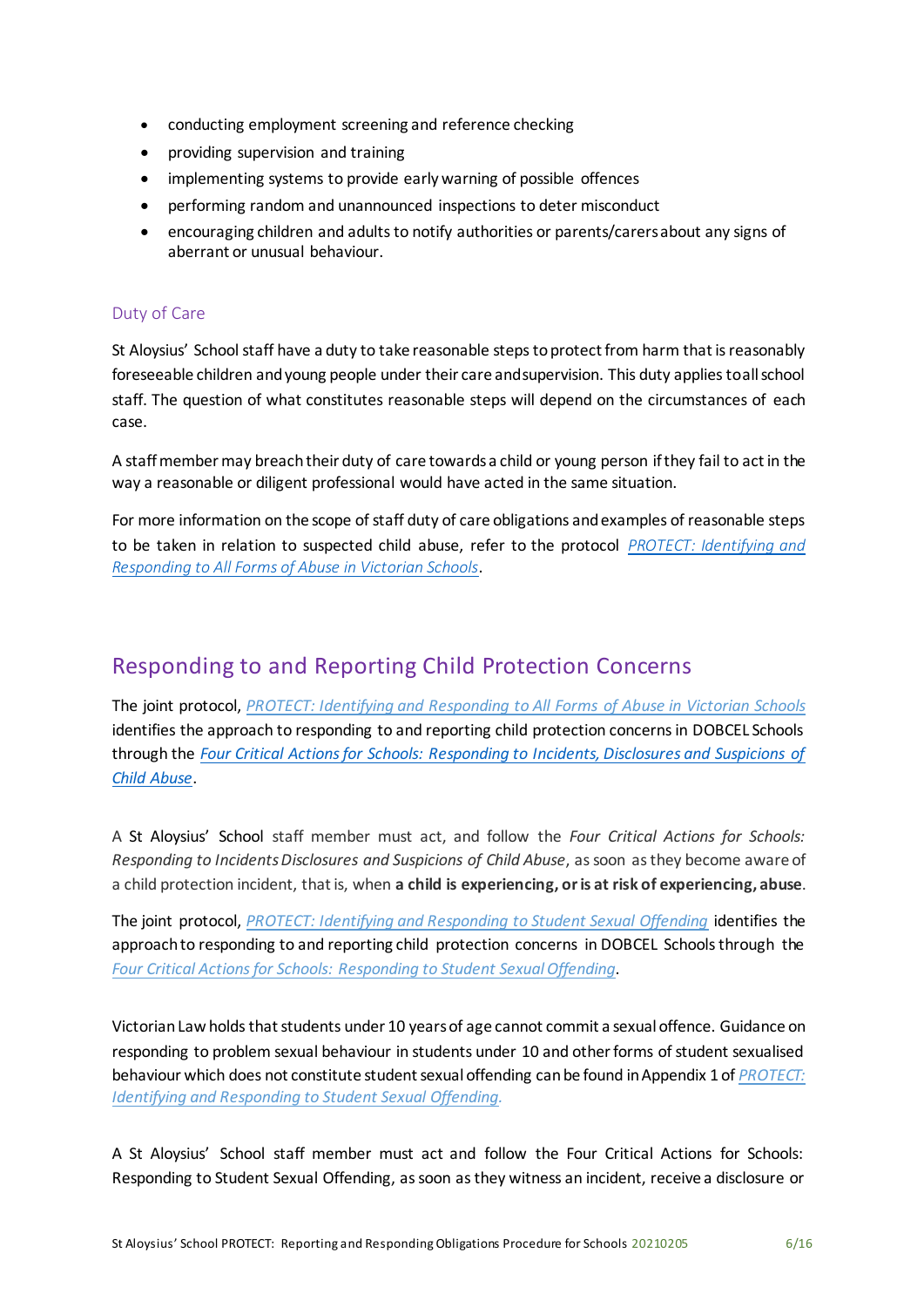- conducting employment screening and reference checking
- providing supervision and training
- implementing systems to provide early warning of possible offences
- performing random and unannounced inspections to deter misconduct
- encouraging children and adults to notify authorities or parents/carers about any signs of aberrant or unusual behaviour.

### Duty of Care

St Aloysius' School staff have a duty to take reasonable steps to protect from harm that is reasonably foreseeable children and young people under their care and supervision. This duty applies to all school staff. The question of what constitutes reasonable steps will depend on the circumstances of each case.

A staff member may breach their duty of care towards a child or young person if they fail to act in the way a reasonable or diligent professional would have acted in the same situation.

For more information on the scope of staff duty of care obligations and examples of reasonable steps to be taken in relation to suspected child abuse, refer to the protocol *PROTECT: Identifying and Responding to All Forms of Abuse in Victorian Schools*.

## Responding to and Reporting Child Protection Concerns

The joint protocol, *PROTECT: Identifying and Responding to All Forms of Abuse in Victorian Schools* identifies the approach to responding to and reporting child protection concerns in DOBCEL Schools through the *Four Critical Actions for Schools: Responding to Incidents, Disclosures and Suspicions of Child Abuse*.

A St Aloysius' School staff member must act, and follow the *Four Critical Actions for Schools: Responding to Incidents Disclosures and Suspicions of Child Abuse*, as soon as they become aware of a child protection incident, that is, when **a child is experiencing, or is at risk of experiencing, abuse**.

The joint protocol, *PROTECT: Identifying and Responding to Student Sexual Offending* identifies the approach to responding to and reporting child protection concerns in DOBCEL Schools through the *Four Critical Actions for Schools: Responding to Student Sexual Offending*.

Victorian Law holds that students under 10 years of age cannot commit a sexual offence. Guidance on responding to problem sexual behaviour in students under 10 and other forms of student sexualised behaviour which does not constitute student sexual offending can be found in Appendix 1 of *PROTECT: Identifying and Responding to Student Sexual Offending.*

A St Aloysius' School staff member must act and follow the Four Critical Actions for Schools: Responding to Student Sexual Offending, as soon as they witness an incident, receive a disclosure or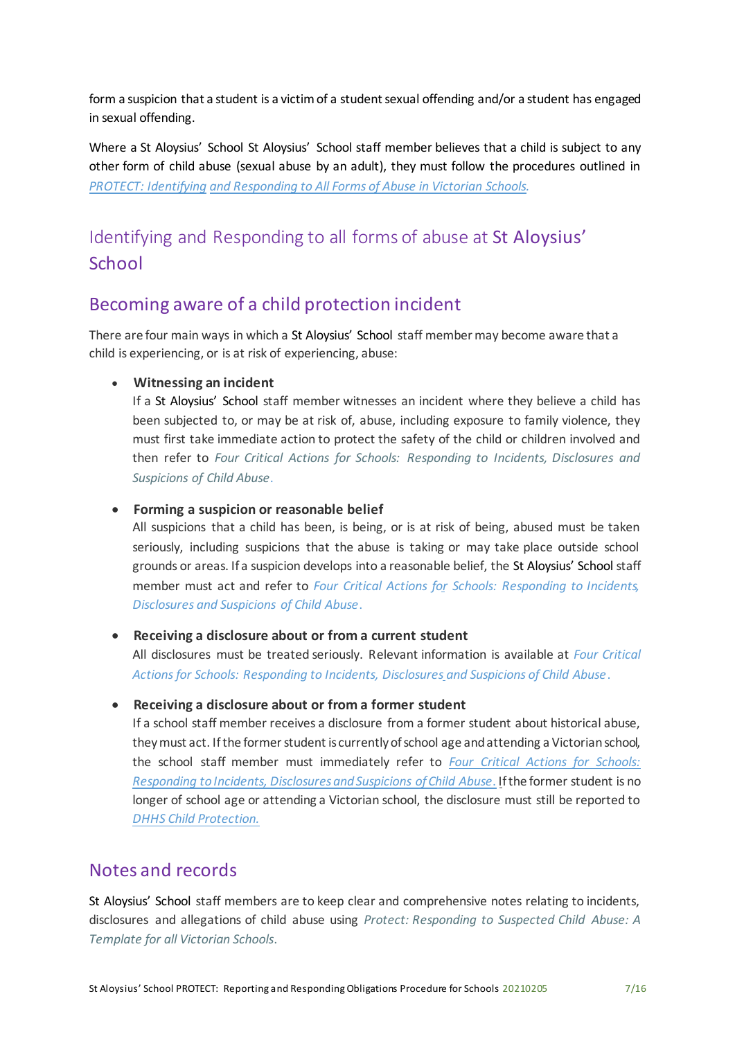form a suspicion that a student is a victim of a student sexual offending and/or a student has engaged in sexual offending.

Where a St Aloysius' School St Aloysius' School staff member believes that a child is subject to any other form of child abuse (sexual abuse by an adult), they must follow the procedures outlined in *PROTECT: Identifying and Responding to All Forms of Abuse in Victorian Schools.*

## Identifying and Responding to all forms of abuse at St Aloysius' School

### Becoming aware of a child protection incident

There are four main ways in which a St Aloysius' School staff member may become aware that a child is experiencing, or is at risk of experiencing, abuse:

- **Witnessing an incident**
  If a St Aloysius' School staff member witnesses an incident where they believe a child has been subjected to, or may be at risk of, abuse, including exposure to family violence, they must first take immediate action to protect the safety of the child or children involved and then refer to *Four Critical Actions for Schools: Responding to Incidents, Disclosures and Suspicions of Child Abuse*.

- **Forming a suspicion or reasonable belief**
  All suspicions that a child has been, is being, or is at risk of being, abused must be taken seriously, including suspicions that the abuse is taking or may take place outside school grounds or areas. If a suspicion develops into a reasonable belief, the St Aloysius' School staff member must act and refer to *Four Critical Actions for Schools: Responding to Incidents, Disclosures and Suspicions of Child Abuse*.

- **Receiving a disclosure about or from a current student**
  All disclosures must be treated seriously. Relevant information is available at *Four Critical Actions for Schools: Responding to Incidents, Disclosures and Suspicions of Child Abuse*.

- **Receiving a disclosure about or from a former student**
  If a school staff member receives a disclosure from a former student about historical abuse, they must act. If the former student is currently of school age and attending a Victorian school, the school staff member must immediately refer to *Four Critical Actions for Schools: Responding to Incidents, Disclosures and Suspicions of Child Abuse*. If the former student is no longer of school age or attending a Victorian school, the disclosure must still be reported to *DHHS Child Protection.*

### Notes and records

St Aloysius' School staff members are to keep clear and comprehensive notes relating to incidents, disclosures and allegations of child abuse using *Protect: Responding to Suspected Child Abuse: A Template for all Victorian Schools*.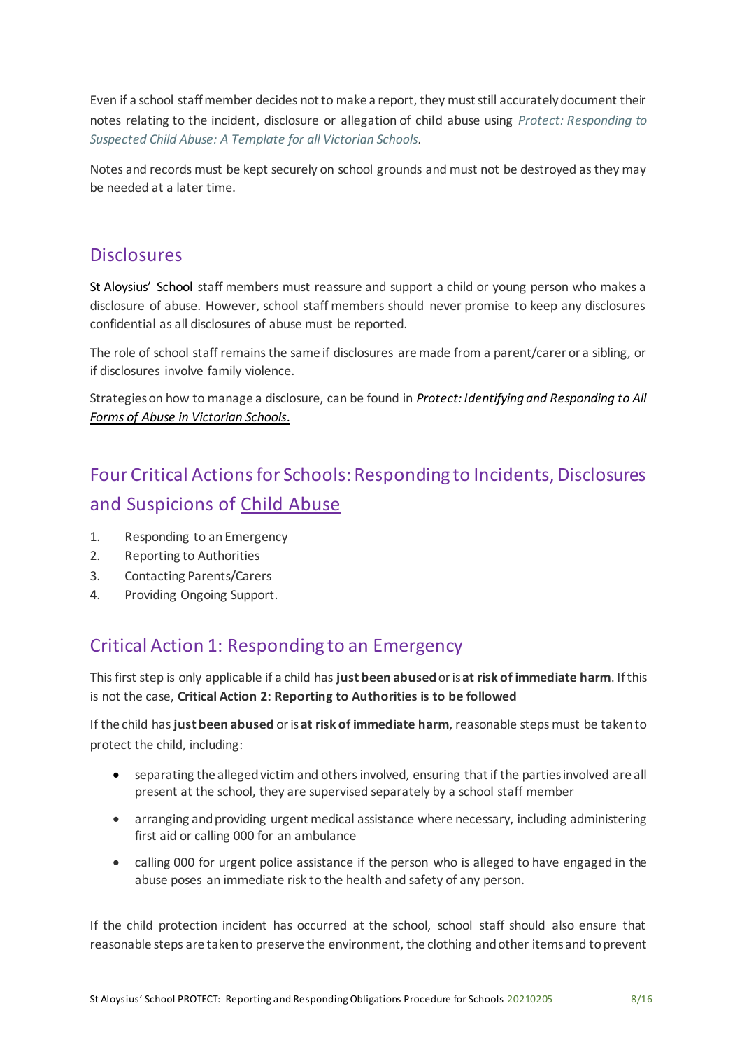Even if a school staff member decides not to make a report, they must still accurately document their notes relating to the incident, disclosure or allegation of child abuse using *Protect: Responding to Suspected Child Abuse: A Template for all Victorian Schools*.

Notes and records must be kept securely on school grounds and must not be destroyed as they may be needed at a later time.

## Disclosures

St Aloysius' School staff members must reassure and support a child or young person who makes a disclosure of abuse. However, school staff members should never promise to keep any disclosures confidential as all disclosures of abuse must be reported.

The role of school staff remains the same if disclosures are made from a parent/carer or a sibling, or if disclosures involve family violence.

Strategies on how to manage a disclosure, can be found in ***Protect: Identifying and Responding to All Forms of Abuse in Victorian Schools***.

## Four Critical Actions for Schools: Responding to Incidents, Disclosures and Suspicions of Child Abuse

1. Responding to an Emergency
2. Reporting to Authorities
3. Contacting Parents/Carers
4. Providing Ongoing Support.

## Critical Action 1: Responding to an Emergency

This first step is only applicable if a child has **just been abused** or is **at risk of immediate harm**. If this is not the case, **Critical Action 2: Reporting to Authorities is to be followed**

If the child has **just been abused** or is **at risk of immediate harm**, reasonable steps must be taken to protect the child, including:

- separating the alleged victim and others involved, ensuring that if the parties involved are all present at the school, they are supervised separately by a school staff member
- arranging and providing urgent medical assistance where necessary, including administering first aid or calling 000 for an ambulance
- calling 000 for urgent police assistance if the person who is alleged to have engaged in the abuse poses an immediate risk to the health and safety of any person.

If the child protection incident has occurred at the school, school staff should also ensure that reasonable steps are taken to preserve the environment, the clothing and other items and to prevent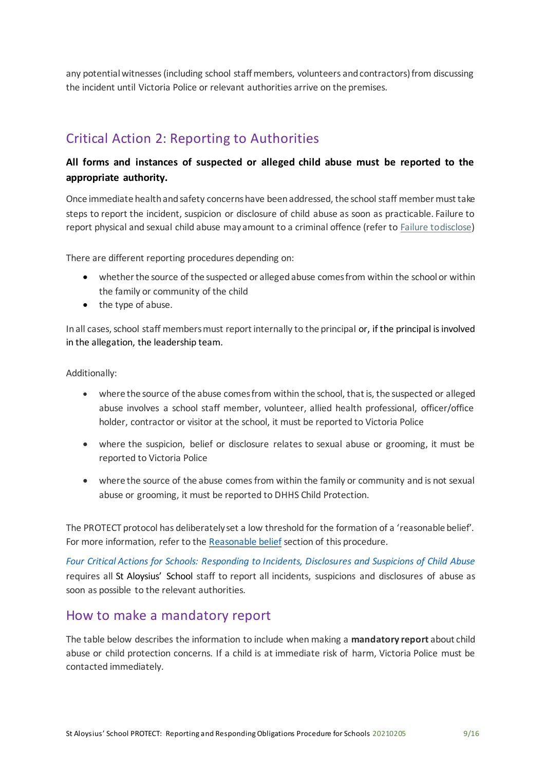any potential witnesses (including school staff members, volunteers and contractors) from discussing the incident until Victoria Police or relevant authorities arrive on the premises.

## Critical Action 2: Reporting to Authorities

**All forms and instances of suspected or alleged child abuse must be reported to the appropriate authority.**

Once immediate health and safety concerns have been addressed, the school staff member must take steps to report the incident, suspicion or disclosure of child abuse as soon as practicable. Failure to report physical and sexual child abuse may amount to a criminal offence (refer to Failure to disclose)

There are different reporting procedures depending on:

- whether the source of the suspected or alleged abuse comes from within the school or within the family or community of the child
- the type of abuse.

In all cases, school staff members must report internally to the principal or, if the principal is involved in the allegation, the leadership team.

Additionally:

- where the source of the abuse comes from within the school, that is, the suspected or alleged abuse involves a school staff member, volunteer, allied health professional, officer/office holder, contractor or visitor at the school, it must be reported to Victoria Police
- where the suspicion, belief or disclosure relates to sexual abuse or grooming, it must be reported to Victoria Police
- where the source of the abuse comes from within the family or community and is not sexual abuse or grooming, it must be reported to DHHS Child Protection.

The PROTECT protocol has deliberately set a low threshold for the formation of a 'reasonable belief'. For more information, refer to the Reasonable belief section of this procedure.

*Four Critical Actions for Schools: Responding to Incidents, Disclosures and Suspicions of Child Abuse* requires all St Aloysius' School staff to report all incidents, suspicions and disclosures of abuse as soon as possible to the relevant authorities.

## How to make a mandatory report

The table below describes the information to include when making a **mandatory report** about child abuse or child protection concerns. If a child is at immediate risk of harm, Victoria Police must be contacted immediately.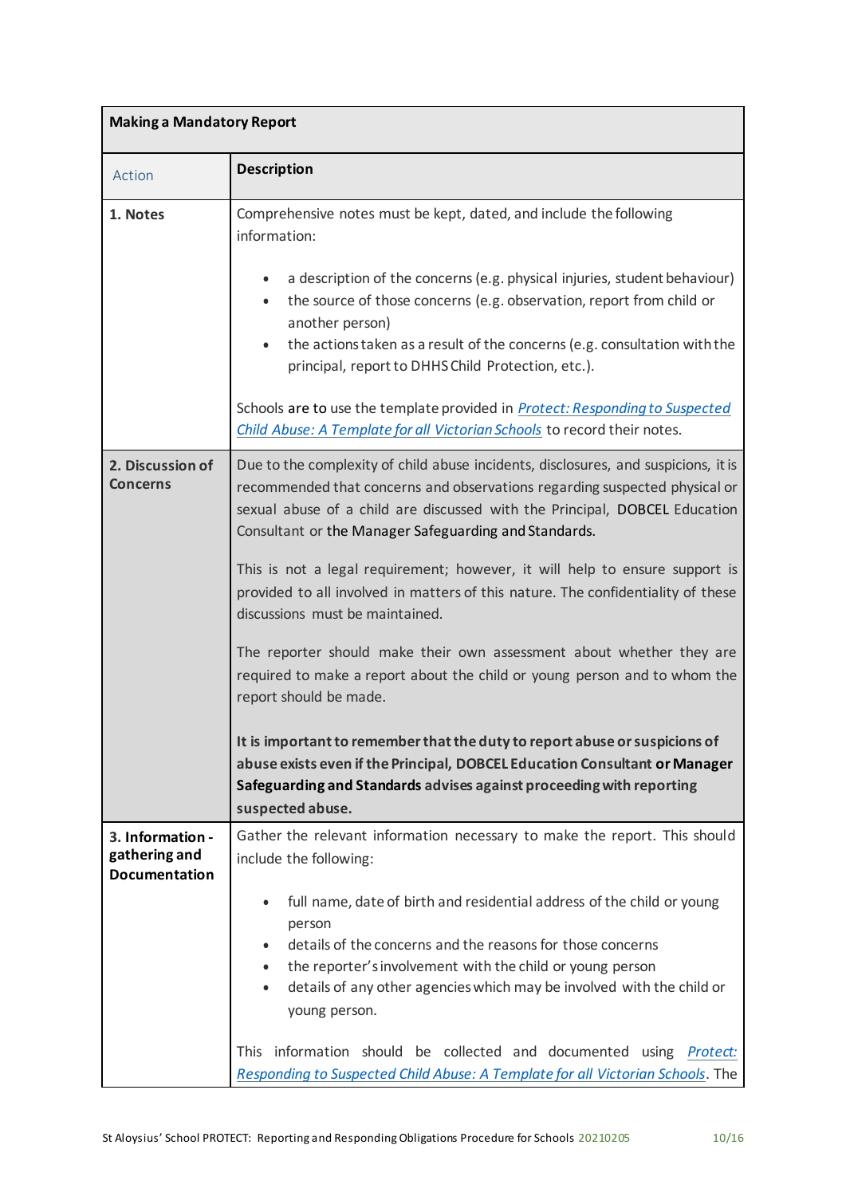| **Making a Mandatory Report** | |
|---|---|
| Action | **Description** |
| **1. Notes** | Comprehensive notes must be kept, dated, and include the following information:<br><br>• a description of the concerns (e.g. physical injuries, student behaviour)<br>• the source of those concerns (e.g. observation, report from child or another person)<br>• the actions taken as a result of the concerns (e.g. consultation with the principal, report to DHHS Child Protection, etc.).<br><br>Schools are to use the template provided in *Protect: Responding to Suspected Child Abuse: A Template for all Victorian Schools* to record their notes. |
| **2. Discussion of Concerns** | Due to the complexity of child abuse incidents, disclosures, and suspicions, it is recommended that concerns and observations regarding suspected physical or sexual abuse of a child are discussed with the Principal, DOBCEL Education Consultant or the Manager Safeguarding and Standards.<br><br>This is not a legal requirement; however, it will help to ensure support is provided to all involved in matters of this nature. The confidentiality of these discussions must be maintained.<br><br>The reporter should make their own assessment about whether they are required to make a report about the child or young person and to whom the report should be made.<br><br>**It is important to remember that the duty to report abuse or suspicions of abuse exists even if the Principal, DOBCEL Education Consultant or Manager Safeguarding and Standards advises against proceeding with reporting suspected abuse.** |
| **3. Information - gathering and Documentation** | Gather the relevant information necessary to make the report. This should include the following:<br><br>• full name, date of birth and residential address of the child or young person<br>• details of the concerns and the reasons for those concerns<br>• the reporter's involvement with the child or young person<br>• details of any other agencies which may be involved with the child or young person.<br><br>This information should be collected and documented using *Protect: Responding to Suspected Child Abuse: A Template for all Victorian Schools*. The |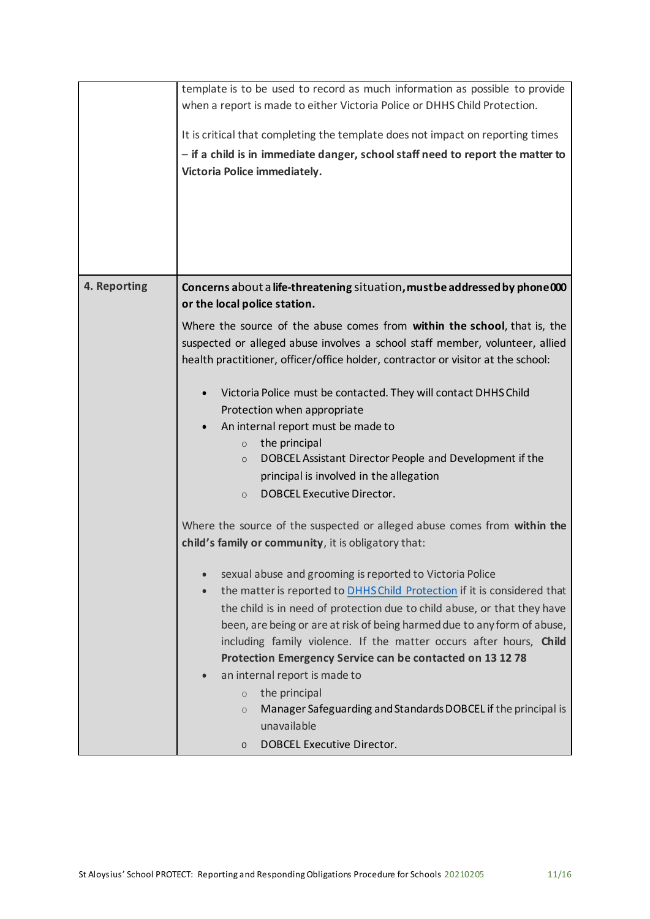| | |
|---|---|
| | template is to be used to record as much information as possible to provide when a report is made to either Victoria Police or DHHS Child Protection.<br><br>It is critical that completing the template does not impact on reporting times – **if a child is in immediate danger, school staff need to report the matter to Victoria Police immediately.** |
| **4. Reporting** | **Concerns** about a **life-threatening** situation**, must be addressed by phone 000 or the local police station.**<br><br>Where the source of the abuse comes from **within the school**, that is, the suspected or alleged abuse involves a school staff member, volunteer, allied health practitioner, officer/office holder, contractor or visitor at the school:<br><br>• Victoria Police must be contacted. They will contact DHHS Child Protection when appropriate<br>• An internal report must be made to<br>&nbsp;&nbsp;&nbsp;&nbsp;○ the principal<br>&nbsp;&nbsp;&nbsp;&nbsp;○ DOBCEL Assistant Director People and Development if the principal is involved in the allegation<br>&nbsp;&nbsp;&nbsp;&nbsp;○ DOBCEL Executive Director.<br><br>Where the source of the suspected or alleged abuse comes from **within the child's family or community**, it is obligatory that:<br><br>• sexual abuse and grooming is reported to Victoria Police<br>• the matter is reported to DHHS Child Protection if it is considered that the child is in need of protection due to child abuse, or that they have been, are being or are at risk of being harmed due to any form of abuse, including family violence. If the matter occurs after hours, **Child Protection Emergency Service can be contacted on 13 12 78**<br>• an internal report is made to<br>&nbsp;&nbsp;&nbsp;&nbsp;○ the principal<br>&nbsp;&nbsp;&nbsp;&nbsp;○ **Manager Safeguarding and Standards DOBCEL if** the principal is unavailable<br>&nbsp;&nbsp;&nbsp;&nbsp;○ DOBCEL Executive Director. |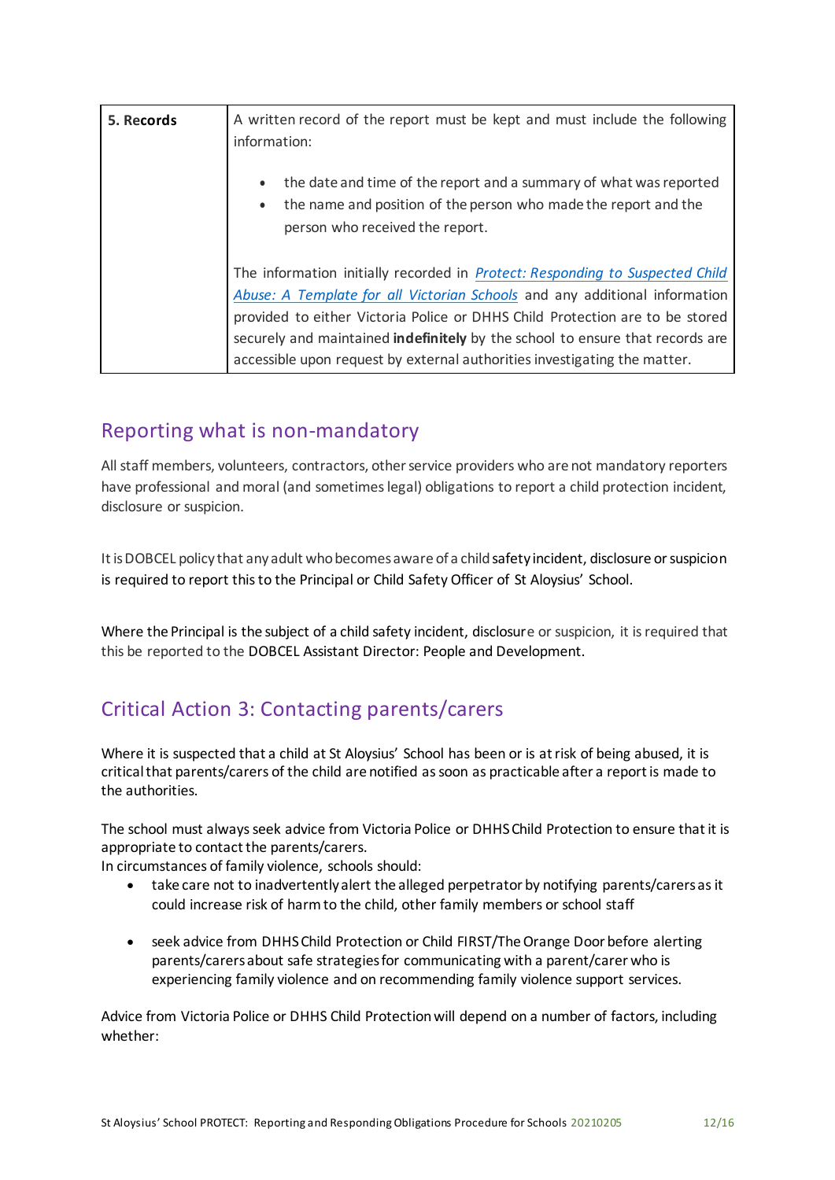| 5. Records | A written record of the report must be kept and must include the following information:<br><br>• the date and time of the report and a summary of what was reported<br>• the name and position of the person who made the report and the person who received the report.<br><br>The information initially recorded in *Protect: Responding to Suspected Child Abuse: A Template for all Victorian Schools* and any additional information provided to either Victoria Police or DHHS Child Protection are to be stored securely and maintained **indefinitely** by the school to ensure that records are accessible upon request by external authorities investigating the matter. |
|---|---|

## Reporting what is non-mandatory

All staff members, volunteers, contractors, other service providers who are not mandatory reporters have professional and moral (and sometimes legal) obligations to report a child protection incident, disclosure or suspicion.

It is DOBCEL policy that any adult who becomes aware of a child safety incident, disclosure or suspicion is required to report this to the Principal or Child Safety Officer of St Aloysius' School.

Where the Principal is the subject of a child safety incident, disclosure or suspicion, it is required that this be reported to the DOBCEL Assistant Director: People and Development.

## Critical Action 3: Contacting parents/carers

Where it is suspected that a child at St Aloysius' School has been or is at risk of being abused, it is critical that parents/carers of the child are notified as soon as practicable after a report is made to the authorities.

The school must always seek advice from Victoria Police or DHHS Child Protection to ensure that it is appropriate to contact the parents/carers.
In circumstances of family violence, schools should:

- take care not to inadvertently alert the alleged perpetrator by notifying parents/carers as it could increase risk of harm to the child, other family members or school staff

- seek advice from DHHS Child Protection or Child FIRST/The Orange Door before alerting parents/carers about safe strategies for communicating with a parent/carer who is experiencing family violence and on recommending family violence support services.

Advice from Victoria Police or DHHS Child Protection will depend on a number of factors, including whether: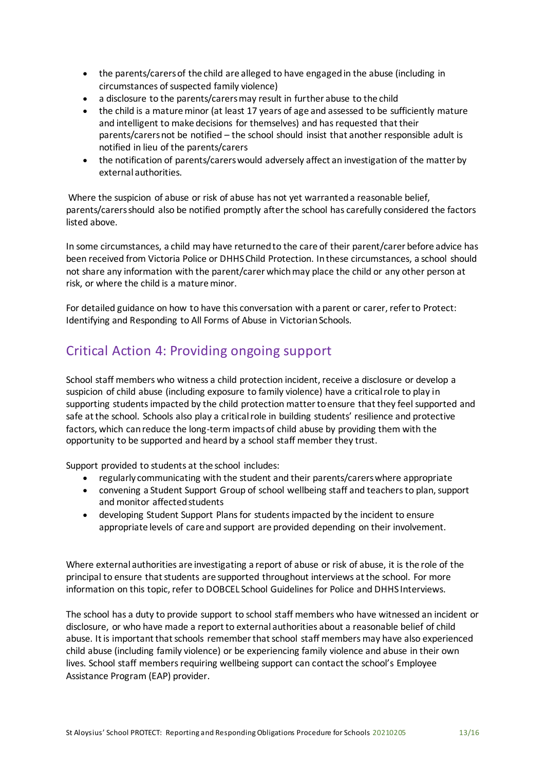- the parents/carers of the child are alleged to have engaged in the abuse (including in circumstances of suspected family violence)
- a disclosure to the parents/carers may result in further abuse to the child
- the child is a mature minor (at least 17 years of age and assessed to be sufficiently mature and intelligent to make decisions for themselves) and has requested that their parents/carers not be notified – the school should insist that another responsible adult is notified in lieu of the parents/carers
- the notification of parents/carers would adversely affect an investigation of the matter by external authorities.

Where the suspicion of abuse or risk of abuse has not yet warranted a reasonable belief, parents/carers should also be notified promptly after the school has carefully considered the factors listed above.

In some circumstances, a child may have returned to the care of their parent/carer before advice has been received from Victoria Police or DHHS Child Protection. In these circumstances, a school should not share any information with the parent/carer which may place the child or any other person at risk, or where the child is a mature minor.

For detailed guidance on how to have this conversation with a parent or carer, refer to Protect: Identifying and Responding to All Forms of Abuse in Victorian Schools.

## Critical Action 4: Providing ongoing support

School staff members who witness a child protection incident, receive a disclosure or develop a suspicion of child abuse (including exposure to family violence) have a critical role to play in supporting students impacted by the child protection matter to ensure that they feel supported and safe at the school. Schools also play a critical role in building students' resilience and protective factors, which can reduce the long-term impacts of child abuse by providing them with the opportunity to be supported and heard by a school staff member they trust.

Support provided to students at the school includes:

- regularly communicating with the student and their parents/carers where appropriate
- convening a Student Support Group of school wellbeing staff and teachers to plan, support and monitor affected students
- developing Student Support Plans for students impacted by the incident to ensure appropriate levels of care and support are provided depending on their involvement.

Where external authorities are investigating a report of abuse or risk of abuse, it is the role of the principal to ensure that students are supported throughout interviews at the school. For more information on this topic, refer to DOBCEL School Guidelines for Police and DHHS Interviews.

The school has a duty to provide support to school staff members who have witnessed an incident or disclosure, or who have made a report to external authorities about a reasonable belief of child abuse. It is important that schools remember that school staff members may have also experienced child abuse (including family violence) or be experiencing family violence and abuse in their own lives. School staff members requiring wellbeing support can contact the school's Employee Assistance Program (EAP) provider.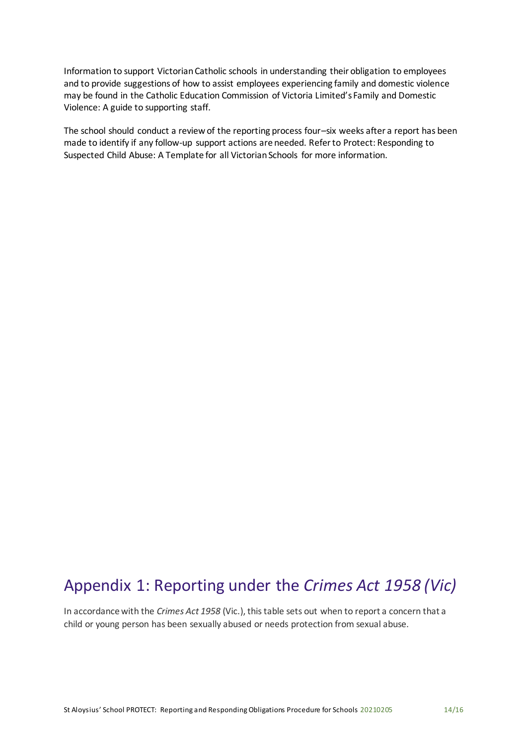Information to support Victorian Catholic schools in understanding their obligation to employees and to provide suggestions of how to assist employees experiencing family and domestic violence may be found in the Catholic Education Commission of Victoria Limited's Family and Domestic Violence: A guide to supporting staff.

The school should conduct a review of the reporting process four–six weeks after a report has been made to identify if any follow-up support actions are needed. Refer to Protect: Responding to Suspected Child Abuse: A Template for all Victorian Schools for more information.

# Appendix 1: Reporting under the *Crimes Act 1958 (Vic)*

In accordance with the *Crimes Act 1958* (Vic.), this table sets out when to report a concern that a child or young person has been sexually abused or needs protection from sexual abuse.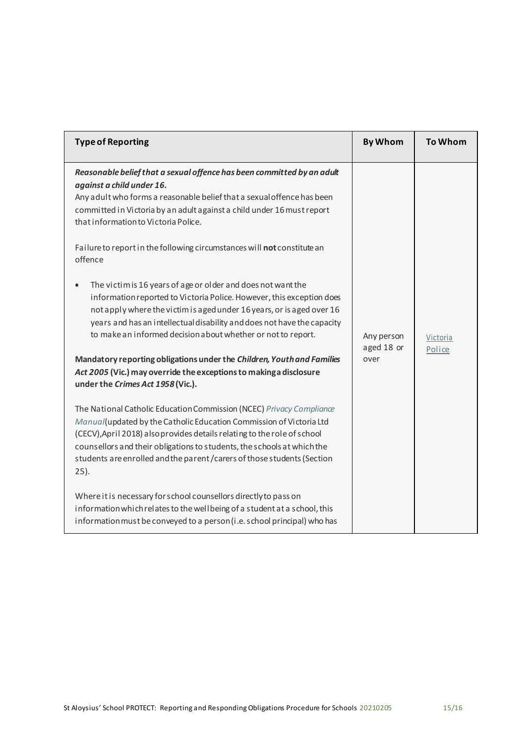| Type of Reporting | By Whom | To Whom |
|---|---|---|
| ***Reasonable belief that a sexual offence has been committed by an adult against a child under 16.*** <br> Any adult who forms a reasonable belief that a sexual offence has been committed in Victoria by an adult against a child under 16 must report that information to Victoria Police. <br><br> Failure to report in the following circumstances will **not** constitute an offence <br><br> • The victim is 16 years of age or older and does not want the information reported to Victoria Police. However, this exception does not apply where the victim is aged under 16 years, or is aged over 16 years and has an intellectual disability and does not have the capacity to make an informed decision about whether or not to report. <br><br> **Mandatory reporting obligations under the *Children, Youth and Families Act 2005* (Vic.) may override the exceptions to making a disclosure under the *Crimes Act 1958* (Vic.).** <br><br> The National Catholic Education Commission (NCEC) *Privacy Compliance Manual* (updated by the Catholic Education Commission of Victoria Ltd (CECV), April 2018) also provides details relating to the role of school counsellors and their obligations to students, the schools at which the students are enrolled and the parent/carers of those students (Section 25). <br><br> Where it is necessary for school counsellors directly to pass on information which relates to the wellbeing of a student at a school, this information must be conveyed to a person (i.e. school principal) who has | Any person aged 18 or over | Victoria Police |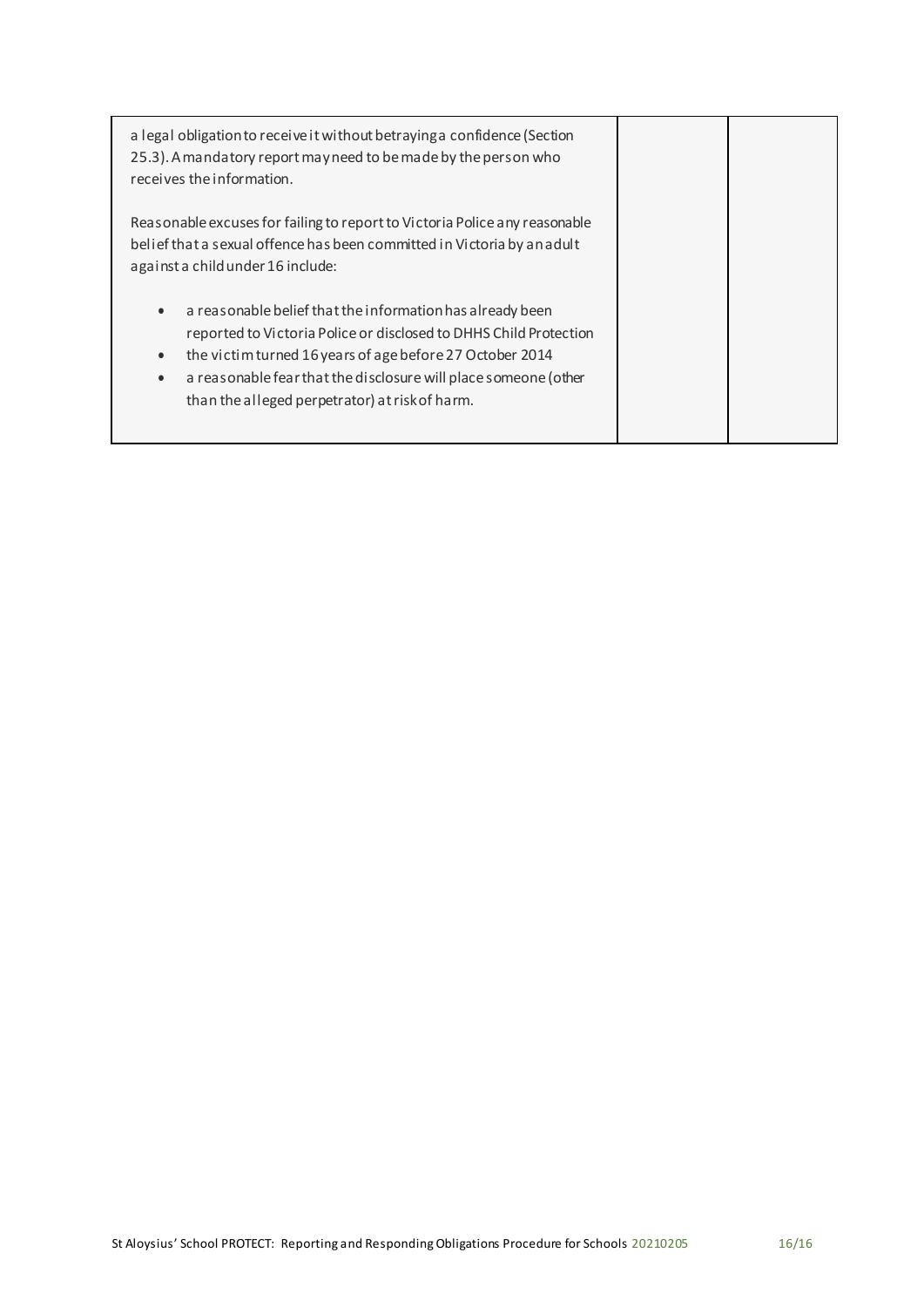| | | |
|---|---|---|
| a legal obligation to receive it without betraying a confidence (Section 25.3). A mandatory report may need to be made by the person who receives the information.<br><br>Reasonable excuses for failing to report to Victoria Police any reasonable belief that a sexual offence has been committed in Victoria by an adult against a child under 16 include:<br><br>• a reasonable belief that the information has already been reported to Victoria Police or disclosed to DHHS Child Protection<br>• the victim turned 16 years of age before 27 October 2014<br>• a reasonable fear that the disclosure will place someone (other than the alleged perpetrator) at risk of harm. | | |